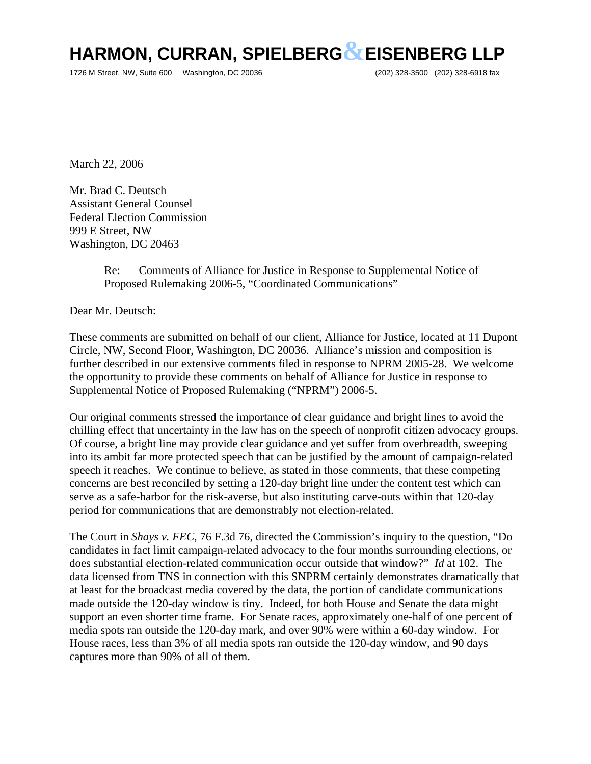# HARMON, CURRAN, SPIELBERG & EISENBERG LLP

1726 M Street, NW, Suite 600 Washington, DC 20036 (202) 328-3500 (202) 328-6918 fax

March 22, 2006

Mr. Brad C. Deutsch
Assistant General Counsel
Federal Election Commission
999 E Street, NW
Washington, DC 20463

> Re: Comments of Alliance for Justice in Response to Supplemental Notice of Proposed Rulemaking 2006-5, "Coordinated Communications"

Dear Mr. Deutsch:

These comments are submitted on behalf of our client, Alliance for Justice, located at 11 Dupont Circle, NW, Second Floor, Washington, DC 20036. Alliance's mission and composition is further described in our extensive comments filed in response to NPRM 2005-28. We welcome the opportunity to provide these comments on behalf of Alliance for Justice in response to Supplemental Notice of Proposed Rulemaking ("NPRM") 2006-5.

Our original comments stressed the importance of clear guidance and bright lines to avoid the chilling effect that uncertainty in the law has on the speech of nonprofit citizen advocacy groups. Of course, a bright line may provide clear guidance and yet suffer from overbreadth, sweeping into its ambit far more protected speech that can be justified by the amount of campaign-related speech it reaches. We continue to believe, as stated in those comments, that these competing concerns are best reconciled by setting a 120-day bright line under the content test which can serve as a safe-harbor for the risk-averse, but also instituting carve-outs within that 120-day period for communications that are demonstrably not election-related.

The Court in *Shays v. FEC*, 76 F.3d 76, directed the Commission's inquiry to the question, "Do candidates in fact limit campaign-related advocacy to the four months surrounding elections, or does substantial election-related communication occur outside that window?" *Id* at 102. The data licensed from TNS in connection with this SNPRM certainly demonstrates dramatically that at least for the broadcast media covered by the data, the portion of candidate communications made outside the 120-day window is tiny. Indeed, for both House and Senate the data might support an even shorter time frame. For Senate races, approximately one-half of one percent of media spots ran outside the 120-day mark, and over 90% were within a 60-day window. For House races, less than 3% of all media spots ran outside the 120-day window, and 90 days captures more than 90% of all of them.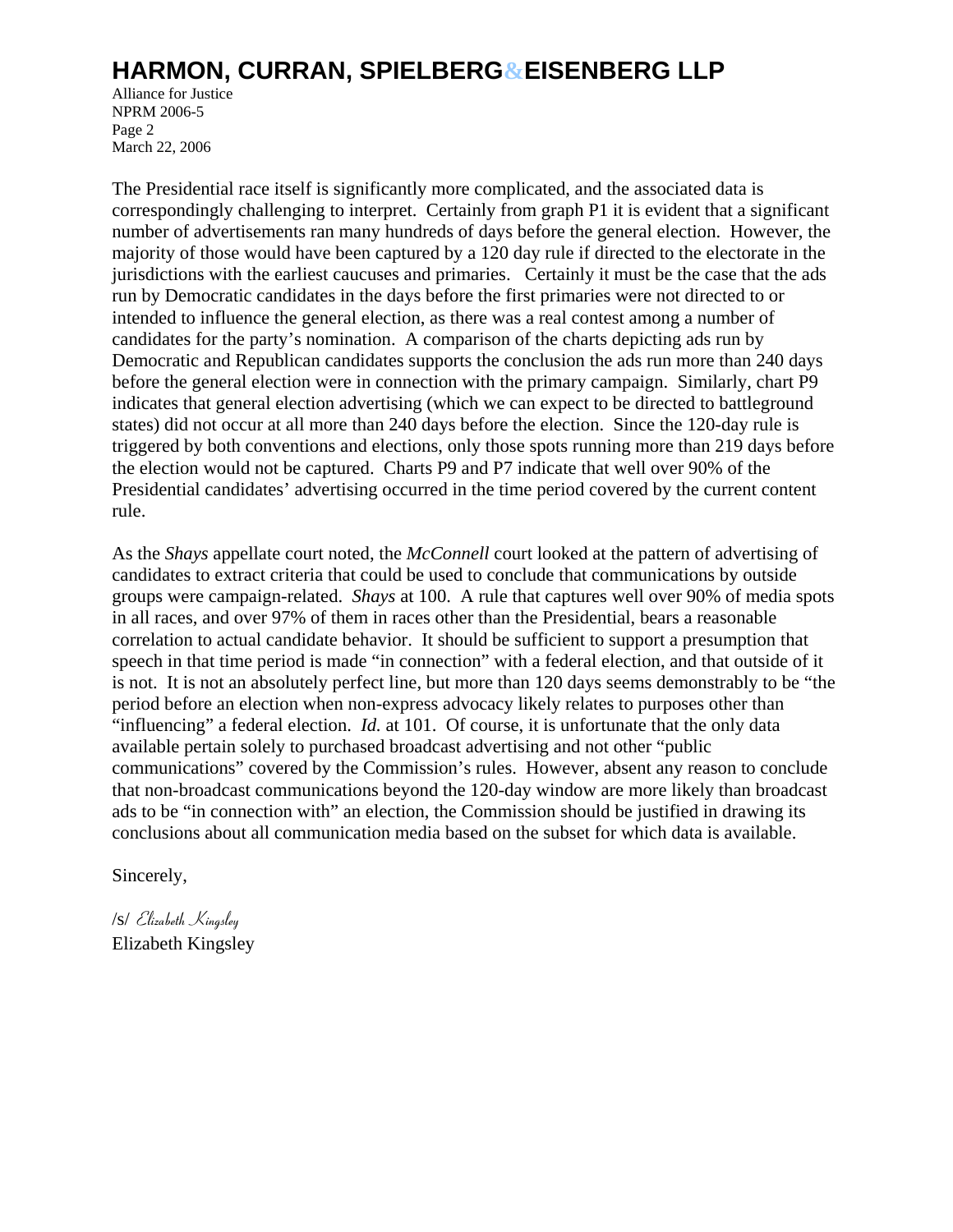The Presidential race itself is significantly more complicated, and the associated data is correspondingly challenging to interpret. Certainly from graph P1 it is evident that a significant number of advertisements ran many hundreds of days before the general election. However, the majority of those would have been captured by a 120 day rule if directed to the electorate in the jurisdictions with the earliest caucuses and primaries. Certainly it must be the case that the ads run by Democratic candidates in the days before the first primaries were not directed to or intended to influence the general election, as there was a real contest among a number of candidates for the party's nomination. A comparison of the charts depicting ads run by Democratic and Republican candidates supports the conclusion the ads run more than 240 days before the general election were in connection with the primary campaign. Similarly, chart P9 indicates that general election advertising (which we can expect to be directed to battleground states) did not occur at all more than 240 days before the election. Since the 120-day rule is triggered by both conventions and elections, only those spots running more than 219 days before the election would not be captured. Charts P9 and P7 indicate that well over 90% of the Presidential candidates' advertising occurred in the time period covered by the current content rule.

As the *Shays* appellate court noted, the *McConnell* court looked at the pattern of advertising of candidates to extract criteria that could be used to conclude that communications by outside groups were campaign-related. *Shays* at 100. A rule that captures well over 90% of media spots in all races, and over 97% of them in races other than the Presidential, bears a reasonable correlation to actual candidate behavior. It should be sufficient to support a presumption that speech in that time period is made "in connection" with a federal election, and that outside of it is not. It is not an absolutely perfect line, but more than 120 days seems demonstrably to be "the period before an election when non-express advocacy likely relates to purposes other than "influencing" a federal election. *Id.* at 101. Of course, it is unfortunate that the only data available pertain solely to purchased broadcast advertising and not other "public communications" covered by the Commission's rules. However, absent any reason to conclude that non-broadcast communications beyond the 120-day window are more likely than broadcast ads to be "in connection with" an election, the Commission should be justified in drawing its conclusions about all communication media based on the subset for which data is available.

Sincerely,

/s/ *Elizabeth Kingsley*
Elizabeth Kingsley